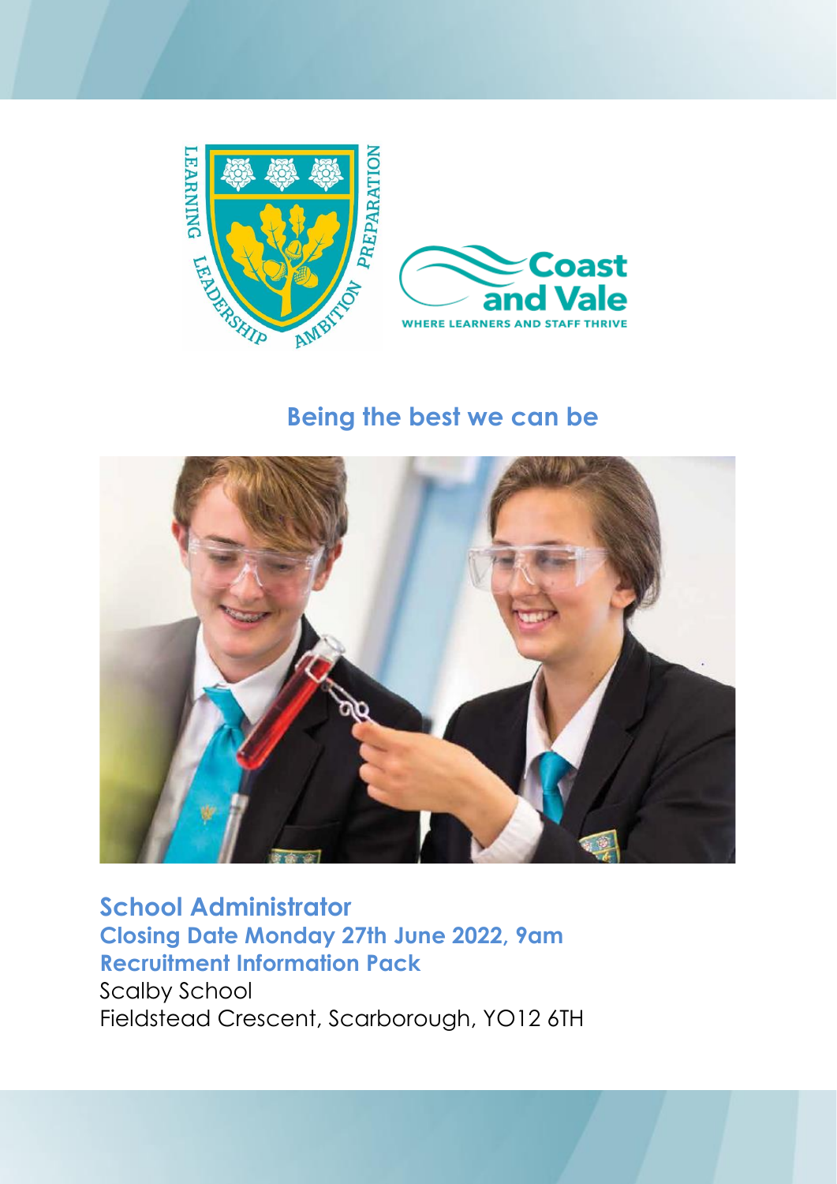# Being the best we can be

## School Administrator

**Closing Date Monday 27th June 2022, 9am**

**Recruitment Information Pack**

Scalby School

Fieldstead Crescent, Scarborough, YO12 6TH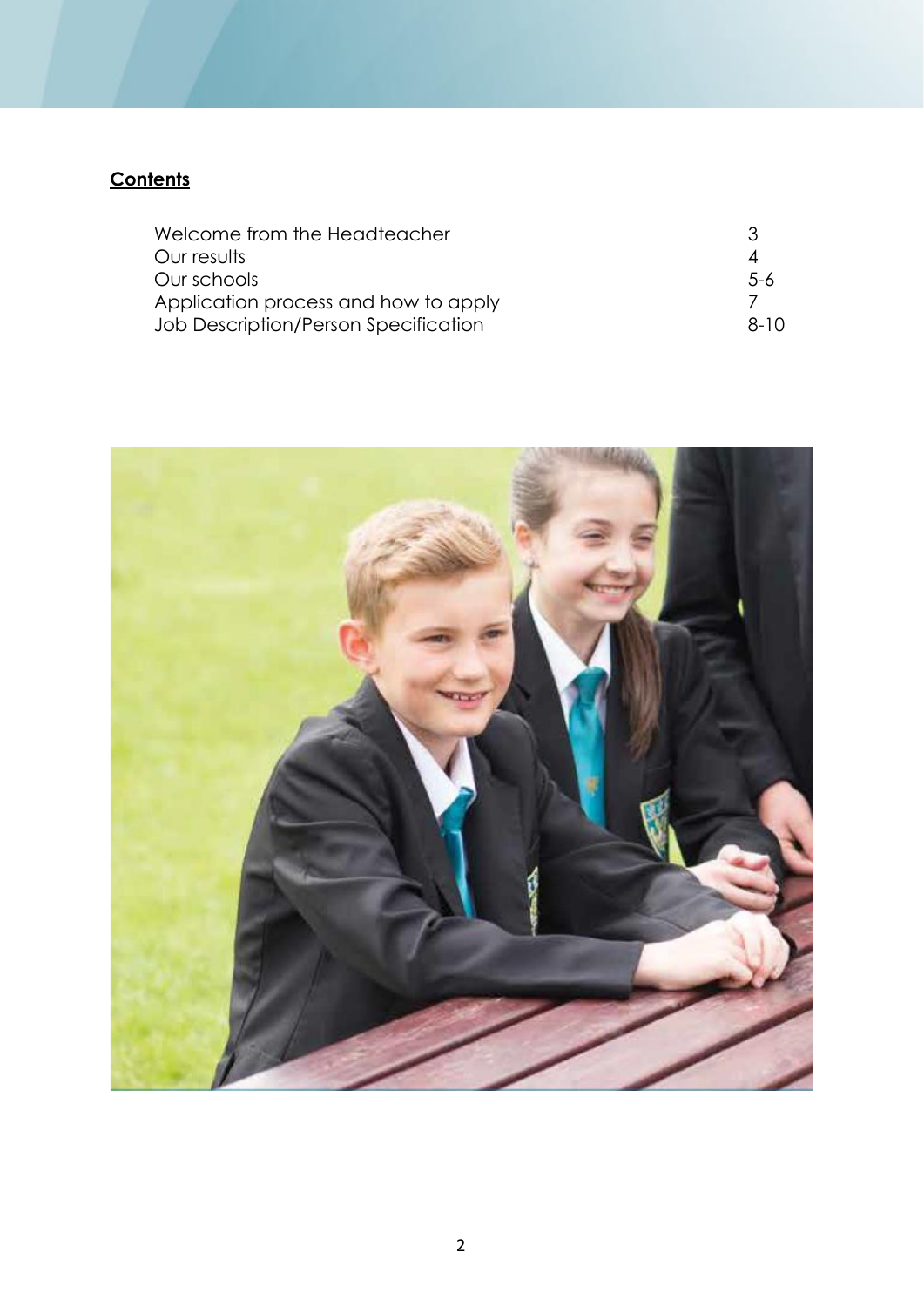**Contents**

| | |
|---|---|
| Welcome from the Headteacher | 3 |
| Our results | 4 |
| Our schools | 5-6 |
| Application process and how to apply | 7 |
| Job Description/Person Specification | 8-10 |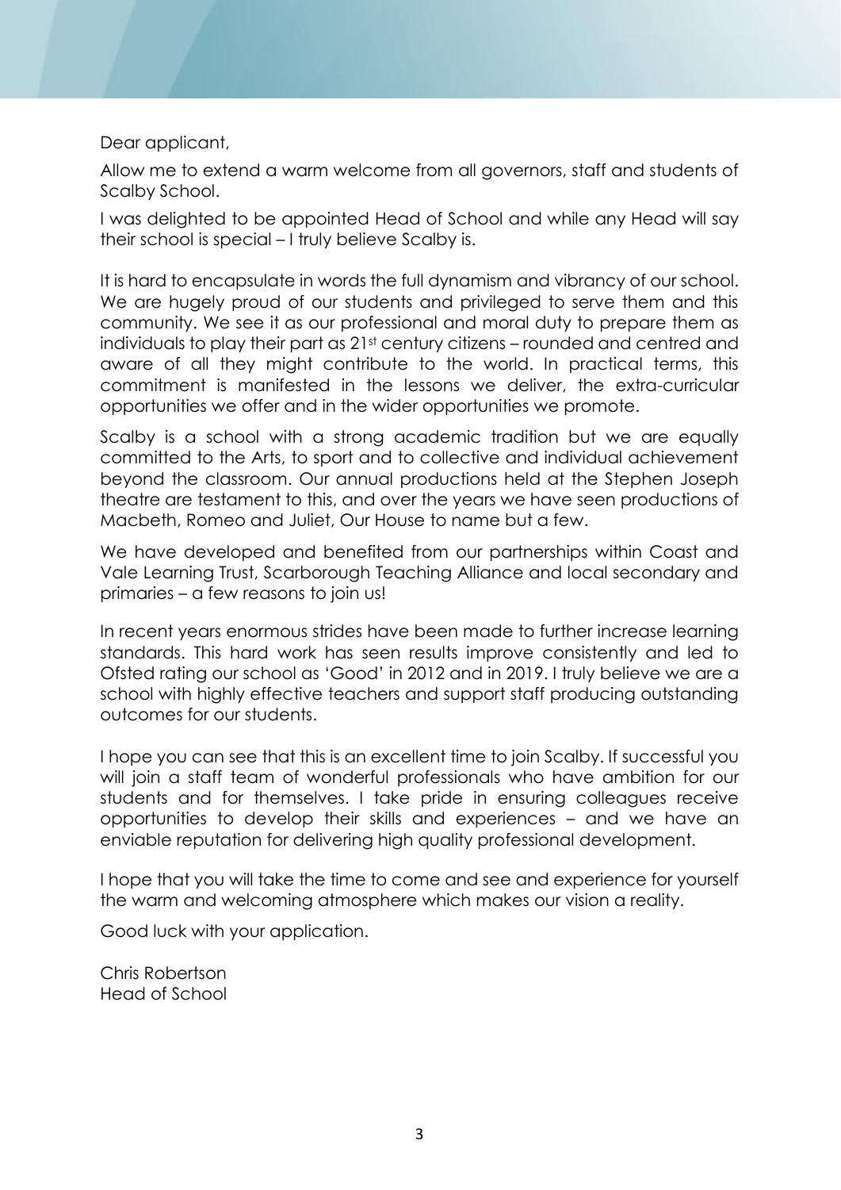Dear applicant,

Allow me to extend a warm welcome from all governors, staff and students of Scalby School.

I was delighted to be appointed Head of School and while any Head will say their school is special – I truly believe Scalby is.

It is hard to encapsulate in words the full dynamism and vibrancy of our school. We are hugely proud of our students and privileged to serve them and this community. We see it as our professional and moral duty to prepare them as individuals to play their part as 21st century citizens – rounded and centred and aware of all they might contribute to the world. In practical terms, this commitment is manifested in the lessons we deliver, the extra-curricular opportunities we offer and in the wider opportunities we promote.

Scalby is a school with a strong academic tradition but we are equally committed to the Arts, to sport and to collective and individual achievement beyond the classroom. Our annual productions held at the Stephen Joseph theatre are testament to this, and over the years we have seen productions of Macbeth, Romeo and Juliet, Our House to name but a few.

We have developed and benefited from our partnerships within Coast and Vale Learning Trust, Scarborough Teaching Alliance and local secondary and primaries – a few reasons to join us!

In recent years enormous strides have been made to further increase learning standards. This hard work has seen results improve consistently and led to Ofsted rating our school as 'Good' in 2012 and in 2019. I truly believe we are a school with highly effective teachers and support staff producing outstanding outcomes for our students.

I hope you can see that this is an excellent time to join Scalby. If successful you will join a staff team of wonderful professionals who have ambition for our students and for themselves. I take pride in ensuring colleagues receive opportunities to develop their skills and experiences – and we have an enviable reputation for delivering high quality professional development.

I hope that you will take the time to come and see and experience for yourself the warm and welcoming atmosphere which makes our vision a reality.

Good luck with your application.

Chris Robertson
Head of School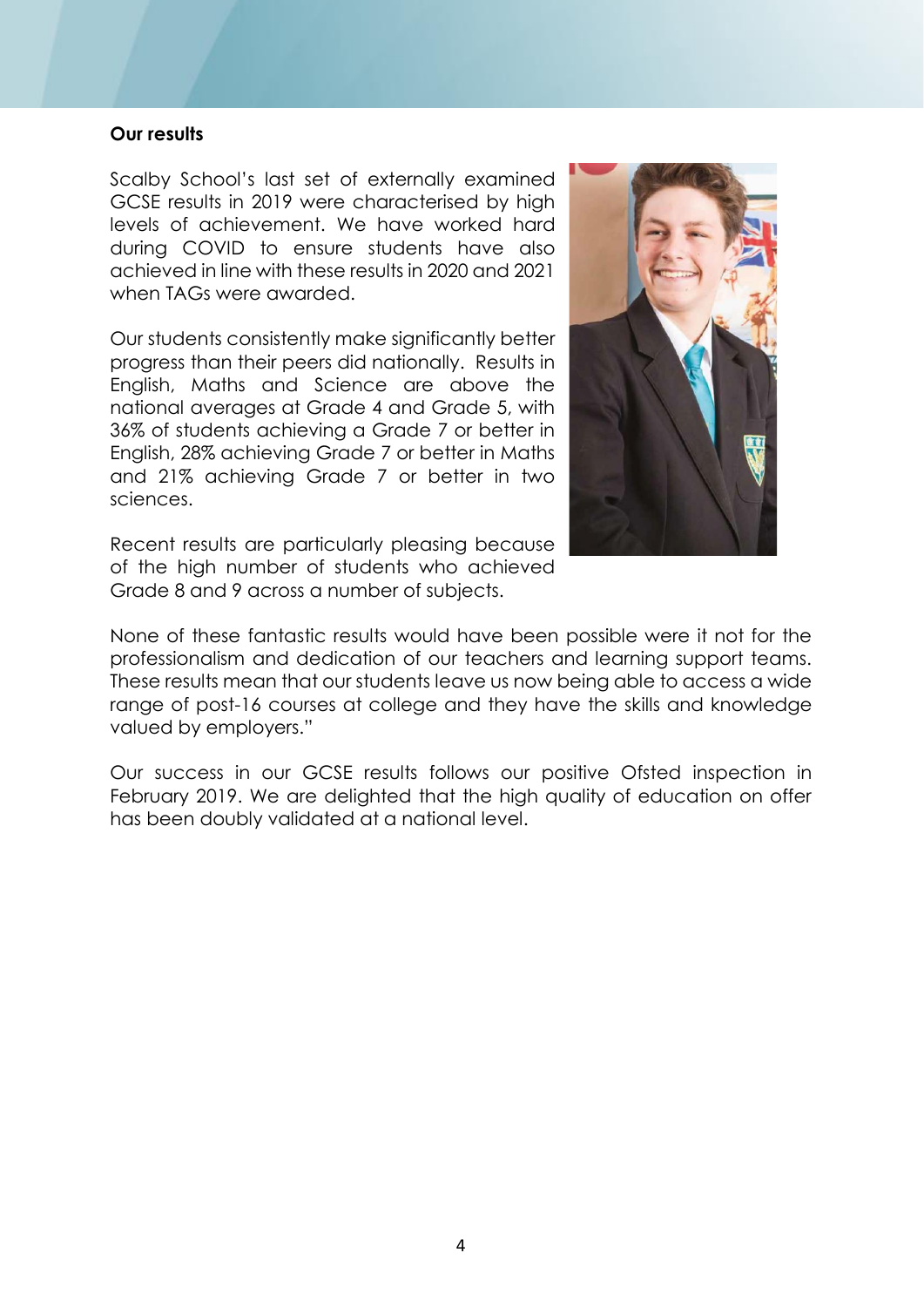**Our results**

Scalby School's last set of externally examined GCSE results in 2019 were characterised by high levels of achievement. We have worked hard during COVID to ensure students have also achieved in line with these results in 2020 and 2021 when TAGs were awarded.

Our students consistently make significantly better progress than their peers did nationally. Results in English, Maths and Science are above the national averages at Grade 4 and Grade 5, with 36% of students achieving a Grade 7 or better in English, 28% achieving Grade 7 or better in Maths and 21% achieving Grade 7 or better in two sciences.

Recent results are particularly pleasing because of the high number of students who achieved Grade 8 and 9 across a number of subjects.

None of these fantastic results would have been possible were it not for the professionalism and dedication of our teachers and learning support teams. These results mean that our students leave us now being able to access a wide range of post-16 courses at college and they have the skills and knowledge valued by employers."

Our success in our GCSE results follows our positive Ofsted inspection in February 2019. We are delighted that the high quality of education on offer has been doubly validated at a national level.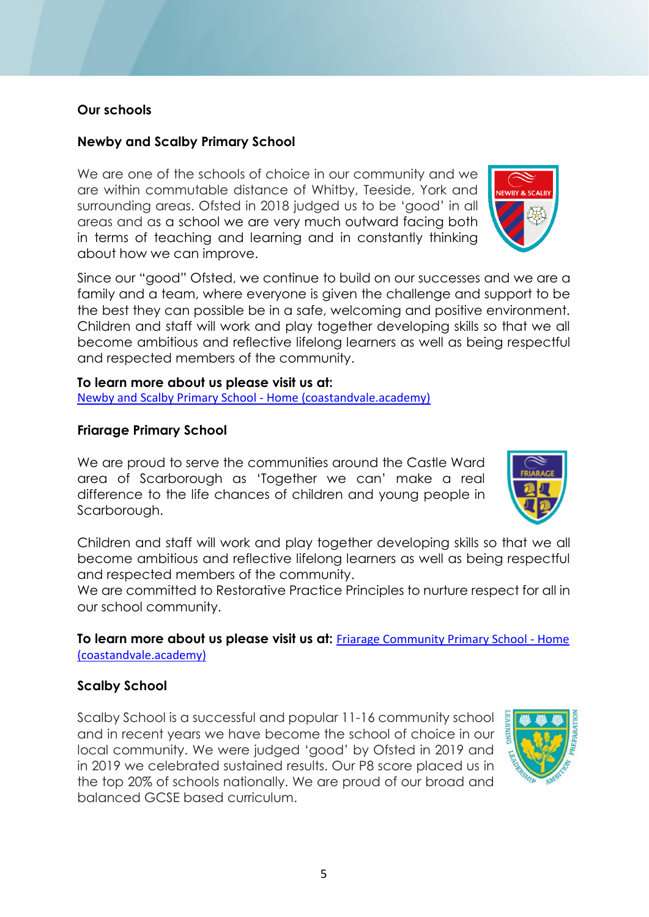## Our schools

### Newby and Scalby Primary School

We are one of the schools of choice in our community and we are within commutable distance of Whitby, Teeside, York and surrounding areas. Ofsted in 2018 judged us to be 'good' in all areas and as a school we are very much outward facing both in terms of teaching and learning and in constantly thinking about how we can improve.

Since our "good" Ofsted, we continue to build on our successes and we are a family and a team, where everyone is given the challenge and support to be the best they can possible be in a safe, welcoming and positive environment. Children and staff will work and play together developing skills so that we all become ambitious and reflective lifelong learners as well as being respectful and respected members of the community.

**To learn more about us please visit us at:**
Newby and Scalby Primary School - Home (coastandvale.academy)

### Friarage Primary School

We are proud to serve the communities around the Castle Ward area of Scarborough as 'Together we can' make a real difference to the life chances of children and young people in Scarborough.

Children and staff will work and play together developing skills so that we all become ambitious and reflective lifelong learners as well as being respectful and respected members of the community.
We are committed to Restorative Practice Principles to nurture respect for all in our school community.

**To learn more about us please visit us at:** Friarage Community Primary School - Home (coastandvale.academy)

### Scalby School

Scalby School is a successful and popular 11-16 community school and in recent years we have become the school of choice in our local community. We were judged 'good' by Ofsted in 2019 and in 2019 we celebrated sustained results. Our P8 score placed us in the top 20% of schools nationally. We are proud of our broad and balanced GCSE based curriculum.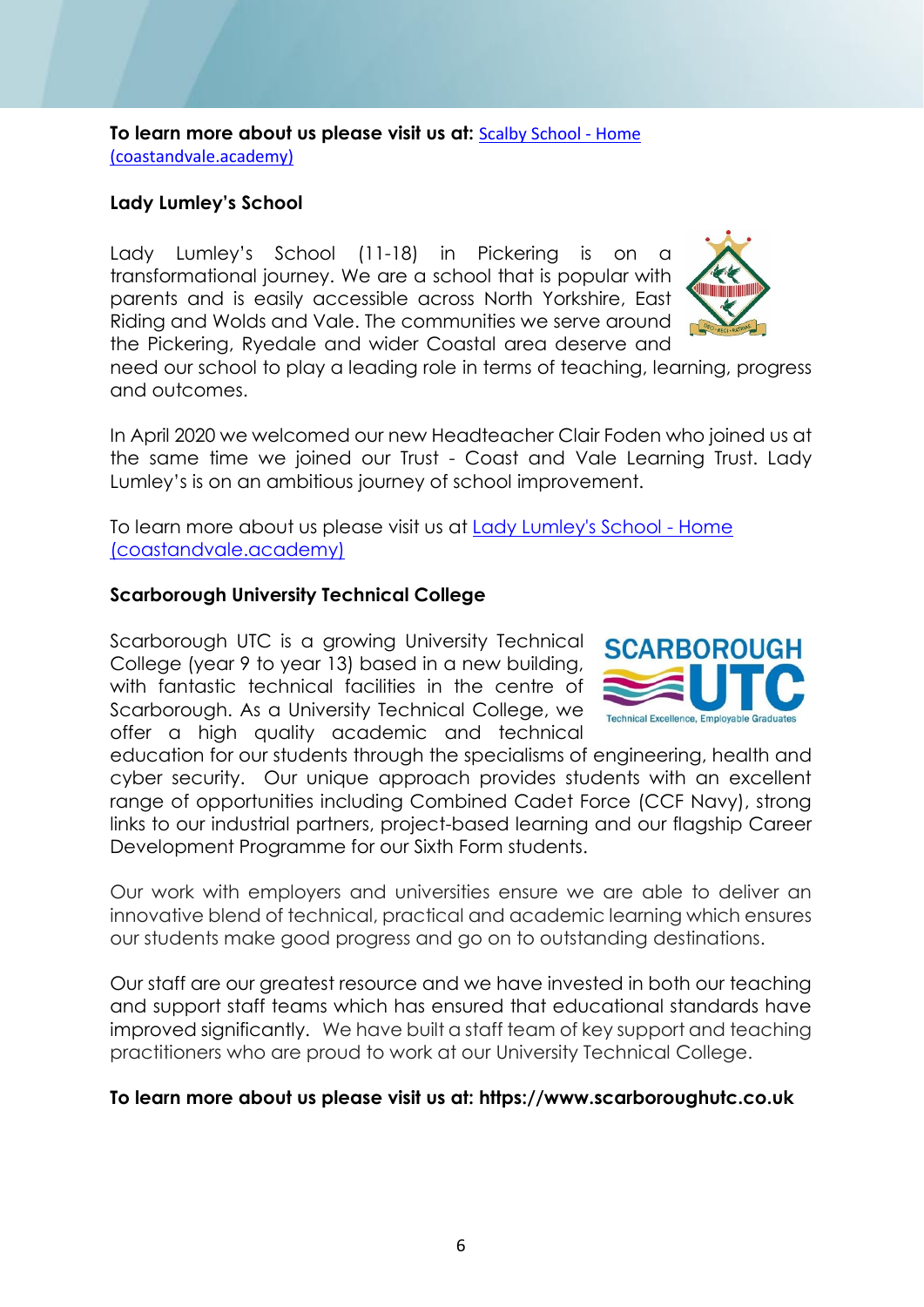**To learn more about us please visit us at:** [Scalby School - Home (coastandvale.academy)](coastandvale.academy)

**Lady Lumley's School**

Lady Lumley's School (11-18) in Pickering is on a transformational journey. We are a school that is popular with parents and is easily accessible across North Yorkshire, East Riding and Wolds and Vale. The communities we serve around the Pickering, Ryedale and wider Coastal area deserve and need our school to play a leading role in terms of teaching, learning, progress and outcomes.

In April 2020 we welcomed our new Headteacher Clair Foden who joined us at the same time we joined our Trust - Coast and Vale Learning Trust. Lady Lumley's is on an ambitious journey of school improvement.

To learn more about us please visit us at [Lady Lumley's School - Home (coastandvale.academy)](coastandvale.academy)

**Scarborough University Technical College**

Scarborough UTC is a growing University Technical College (year 9 to year 13) based in a new building, with fantastic technical facilities in the centre of Scarborough. As a University Technical College, we offer a high quality academic and technical education for our students through the specialisms of engineering, health and cyber security. Our unique approach provides students with an excellent range of opportunities including Combined Cadet Force (CCF Navy), strong links to our industrial partners, project-based learning and our flagship Career Development Programme for our Sixth Form students.

Our work with employers and universities ensure we are able to deliver an innovative blend of technical, practical and academic learning which ensures our students make good progress and go on to outstanding destinations.

Our staff are our greatest resource and we have invested in both our teaching and support staff teams which has ensured that educational standards have improved significantly. We have built a staff team of key support and teaching practitioners who are proud to work at our University Technical College.

**To learn more about us please visit us at: https://www.scarboroughutc.co.uk**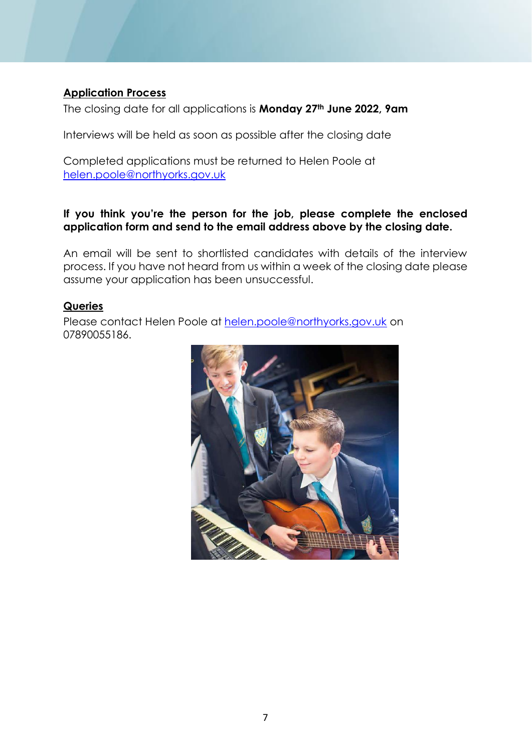## Application Process

The closing date for all applications is **Monday 27th June 2022, 9am**

Interviews will be held as soon as possible after the closing date

Completed applications must be returned to Helen Poole at helen.poole@northyorks.gov.uk

**If you think you're the person for the job, please complete the enclosed application form and send to the email address above by the closing date.**

An email will be sent to shortlisted candidates with details of the interview process. If you have not heard from us within a week of the closing date please assume your application has been unsuccessful.

## Queries

Please contact Helen Poole at helen.poole@northyorks.gov.uk on 07890055186.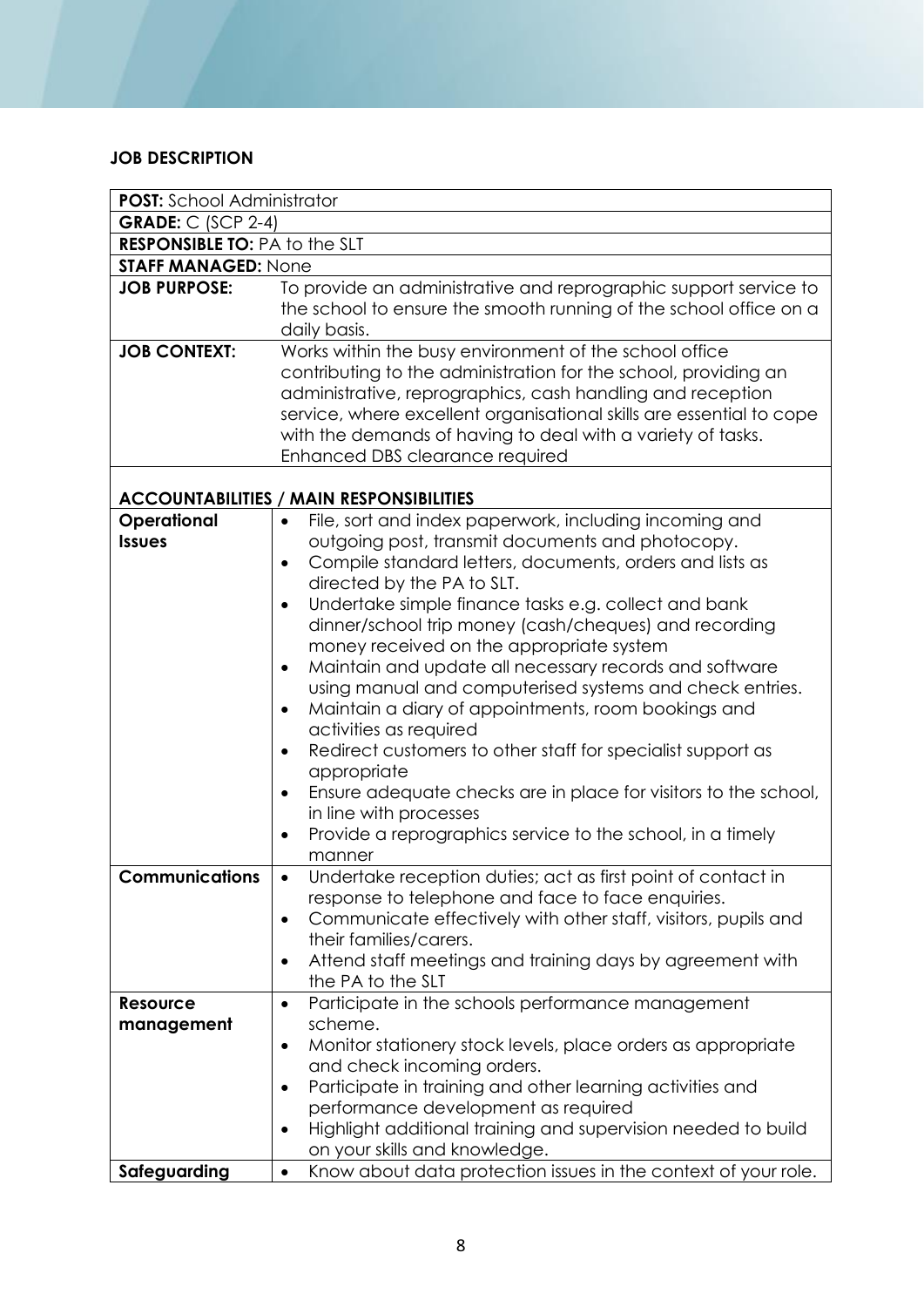**JOB DESCRIPTION**

| | |
|---|---|
| **POST:** School Administrator | |
| **GRADE:** C (SCP 2-4) | |
| **RESPONSIBLE TO:** PA to the SLT | |
| **STAFF MANAGED:** None | |
| **JOB PURPOSE:** | To provide an administrative and reprographic support service to the school to ensure the smooth running of the school office on a daily basis. |
| **JOB CONTEXT:** | Works within the busy environment of the school office contributing to the administration for the school, providing an administrative, reprographics, cash handling and reception service, where excellent organisational skills are essential to cope with the demands of having to deal with a variety of tasks. Enhanced DBS clearance required |

**ACCOUNTABILITIES / MAIN RESPONSIBILITIES**

| | |
|---|---|
| **Operational Issues** | • File, sort and index paperwork, including incoming and outgoing post, transmit documents and photocopy.<br>• Compile standard letters, documents, orders and lists as directed by the PA to SLT.<br>• Undertake simple finance tasks e.g. collect and bank dinner/school trip money (cash/cheques) and recording money received on the appropriate system<br>• Maintain and update all necessary records and software using manual and computerised systems and check entries.<br>• Maintain a diary of appointments, room bookings and activities as required<br>• Redirect customers to other staff for specialist support as appropriate<br>• Ensure adequate checks are in place for visitors to the school, in line with processes<br>• Provide a reprographics service to the school, in a timely manner |
| **Communications** | • Undertake reception duties; act as first point of contact in response to telephone and face to face enquiries.<br>• Communicate effectively with other staff, visitors, pupils and their families/carers.<br>• Attend staff meetings and training days by agreement with the PA to the SLT |
| **Resource management** | • Participate in the schools performance management scheme.<br>• Monitor stationery stock levels, place orders as appropriate and check incoming orders.<br>• Participate in training and other learning activities and performance development as required<br>• Highlight additional training and supervision needed to build on your skills and knowledge. |
| **Safeguarding** | • Know about data protection issues in the context of your role. |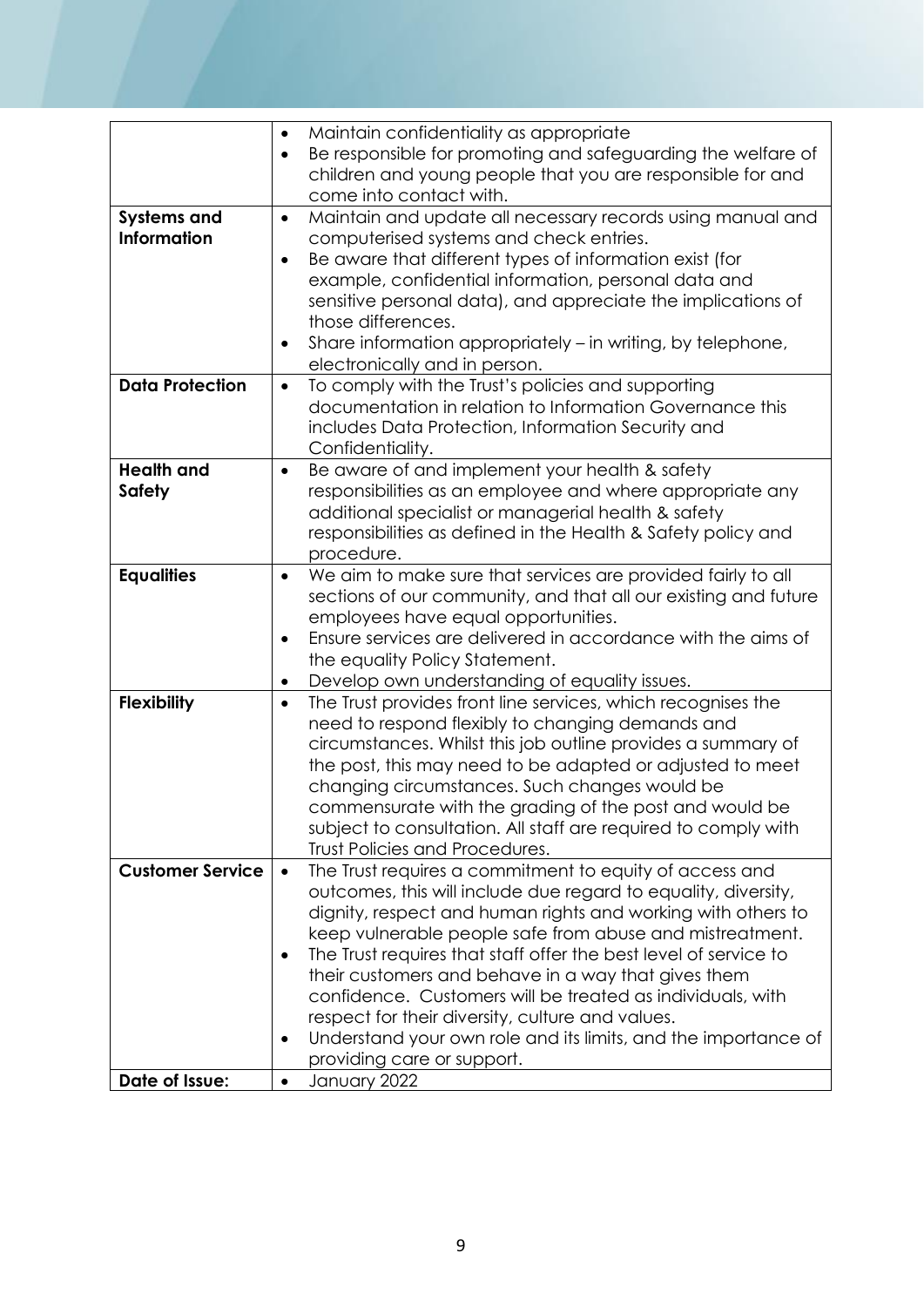| | |
|---|---|
| | • Maintain confidentiality as appropriate<br>• Be responsible for promoting and safeguarding the welfare of children and young people that you are responsible for and come into contact with. |
| **Systems and Information** | • Maintain and update all necessary records using manual and computerised systems and check entries.<br>• Be aware that different types of information exist (for example, confidential information, personal data and sensitive personal data), and appreciate the implications of those differences.<br>• Share information appropriately – in writing, by telephone, electronically and in person. |
| **Data Protection** | • To comply with the Trust's policies and supporting documentation in relation to Information Governance this includes Data Protection, Information Security and Confidentiality. |
| **Health and Safety** | • Be aware of and implement your health & safety responsibilities as an employee and where appropriate any additional specialist or managerial health & safety responsibilities as defined in the Health & Safety policy and procedure. |
| **Equalities** | • We aim to make sure that services are provided fairly to all sections of our community, and that all our existing and future employees have equal opportunities.<br>• Ensure services are delivered in accordance with the aims of the equality Policy Statement.<br>• Develop own understanding of equality issues. |
| **Flexibility** | • The Trust provides front line services, which recognises the need to respond flexibly to changing demands and circumstances. Whilst this job outline provides a summary of the post, this may need to be adapted or adjusted to meet changing circumstances. Such changes would be commensurate with the grading of the post and would be subject to consultation. All staff are required to comply with Trust Policies and Procedures. |
| **Customer Service** | • The Trust requires a commitment to equity of access and outcomes, this will include due regard to equality, diversity, dignity, respect and human rights and working with others to keep vulnerable people safe from abuse and mistreatment.<br>• The Trust requires that staff offer the best level of service to their customers and behave in a way that gives them confidence. Customers will be treated as individuals, with respect for their diversity, culture and values.<br>• Understand your own role and its limits, and the importance of providing care or support. |
| **Date of Issue:** | • January 2022 |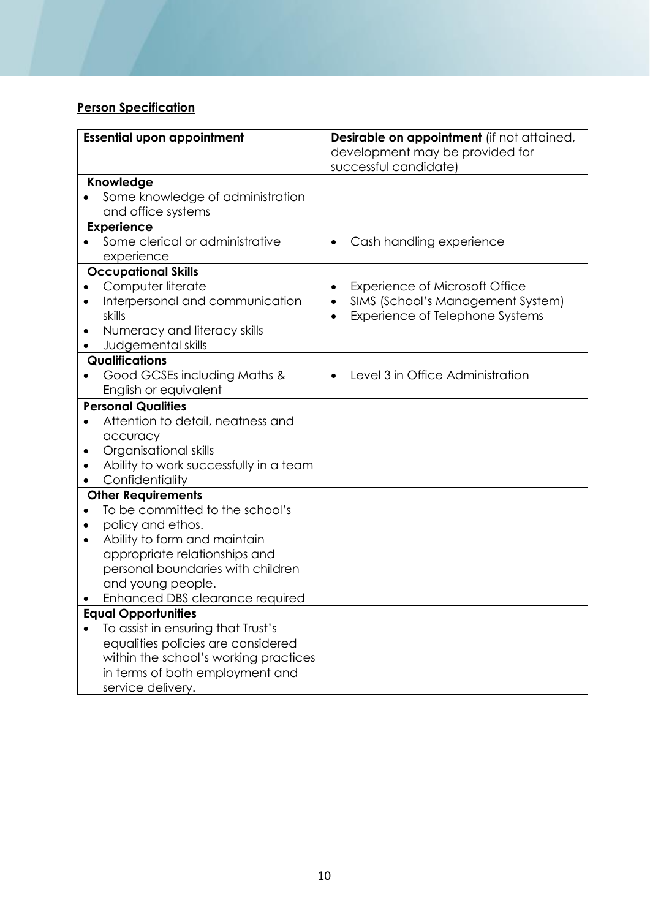**Person Specification**

| **Essential upon appointment** | **Desirable on appointment** (if not attained, development may be provided for successful candidate) |
|---|---|
| **Knowledge**<br>• Some knowledge of administration and office systems | |
| **Experience**<br>• Some clerical or administrative experience | • Cash handling experience |
| **Occupational Skills**<br>• Computer literate<br>• Interpersonal and communication skills<br>• Numeracy and literacy skills<br>• Judgemental skills | • Experience of Microsoft Office<br>• SIMS (School's Management System)<br>• Experience of Telephone Systems |
| **Qualifications**<br>• Good GCSEs including Maths & English or equivalent | • Level 3 in Office Administration |
| **Personal Qualities**<br>• Attention to detail, neatness and accuracy<br>• Organisational skills<br>• Ability to work successfully in a team<br>• Confidentiality | |
| **Other Requirements**<br>• To be committed to the school's<br>• policy and ethos.<br>• Ability to form and maintain appropriate relationships and personal boundaries with children and young people.<br>• Enhanced DBS clearance required | |
| **Equal Opportunities**<br>• To assist in ensuring that Trust's equalities policies are considered within the school's working practices in terms of both employment and service delivery. | |